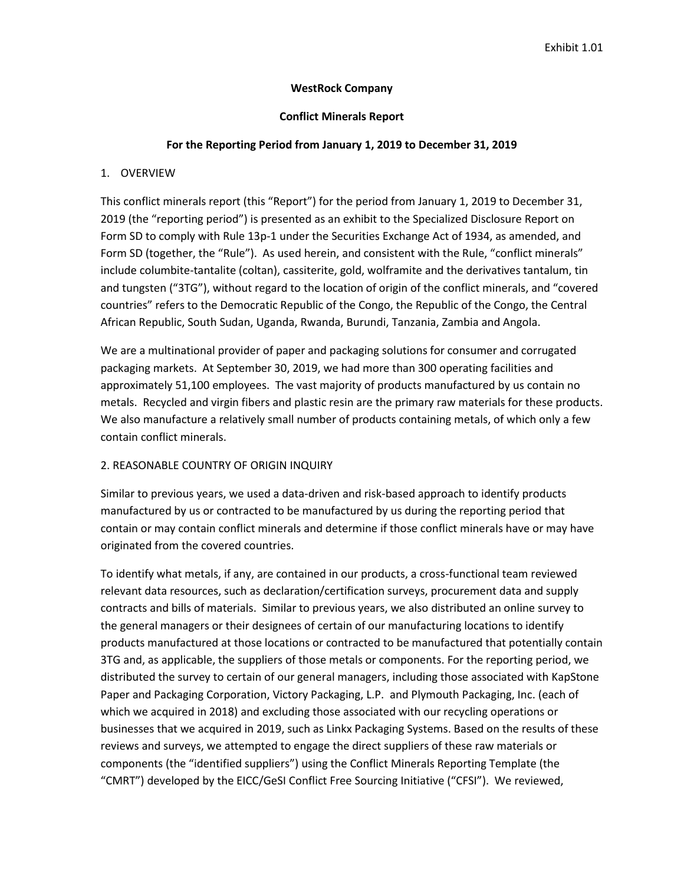Exhibit 1.01

**WestRock Company**

**Conflict Minerals Report**

**For the Reporting Period from January 1, 2019 to December 31, 2019**

## 1. OVERVIEW

This conflict minerals report (this "Report") for the period from January 1, 2019 to December 31, 2019 (the "reporting period") is presented as an exhibit to the Specialized Disclosure Report on Form SD to comply with Rule 13p-1 under the Securities Exchange Act of 1934, as amended, and Form SD (together, the "Rule"). As used herein, and consistent with the Rule, "conflict minerals" include columbite-tantalite (coltan), cassiterite, gold, wolframite and the derivatives tantalum, tin and tungsten ("3TG"), without regard to the location of origin of the conflict minerals, and "covered countries" refers to the Democratic Republic of the Congo, the Republic of the Congo, the Central African Republic, South Sudan, Uganda, Rwanda, Burundi, Tanzania, Zambia and Angola.

We are a multinational provider of paper and packaging solutions for consumer and corrugated packaging markets. At September 30, 2019, we had more than 300 operating facilities and approximately 51,100 employees. The vast majority of products manufactured by us contain no metals. Recycled and virgin fibers and plastic resin are the primary raw materials for these products. We also manufacture a relatively small number of products containing metals, of which only a few contain conflict minerals.

## 2. REASONABLE COUNTRY OF ORIGIN INQUIRY

Similar to previous years, we used a data-driven and risk-based approach to identify products manufactured by us or contracted to be manufactured by us during the reporting period that contain or may contain conflict minerals and determine if those conflict minerals have or may have originated from the covered countries.

To identify what metals, if any, are contained in our products, a cross-functional team reviewed relevant data resources, such as declaration/certification surveys, procurement data and supply contracts and bills of materials. Similar to previous years, we also distributed an online survey to the general managers or their designees of certain of our manufacturing locations to identify products manufactured at those locations or contracted to be manufactured that potentially contain 3TG and, as applicable, the suppliers of those metals or components. For the reporting period, we distributed the survey to certain of our general managers, including those associated with KapStone Paper and Packaging Corporation, Victory Packaging, L.P. and Plymouth Packaging, Inc. (each of which we acquired in 2018) and excluding those associated with our recycling operations or businesses that we acquired in 2019, such as Linkx Packaging Systems. Based on the results of these reviews and surveys, we attempted to engage the direct suppliers of these raw materials or components (the "identified suppliers") using the Conflict Minerals Reporting Template (the "CMRT") developed by the EICC/GeSI Conflict Free Sourcing Initiative ("CFSI"). We reviewed,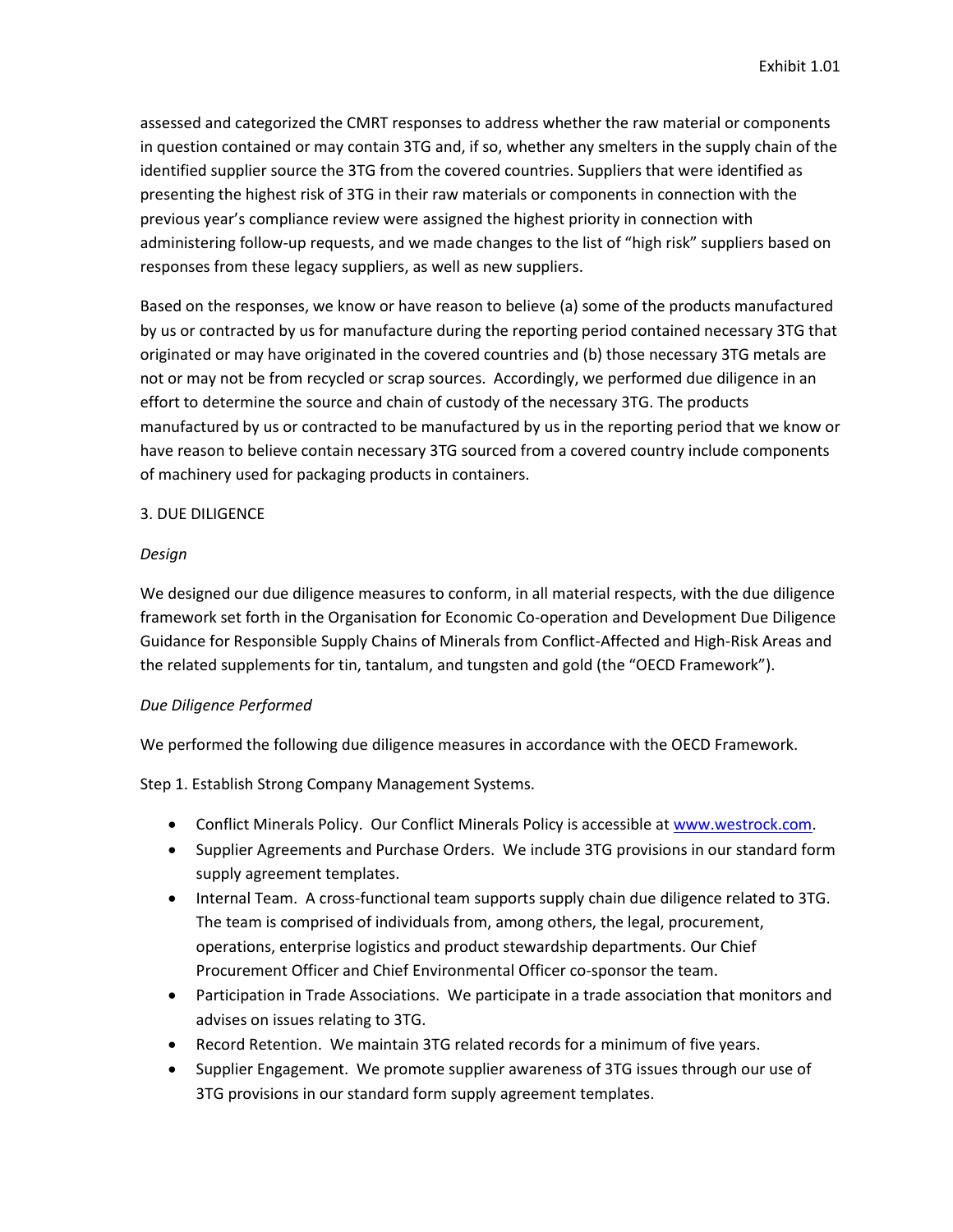assessed and categorized the CMRT responses to address whether the raw material or components in question contained or may contain 3TG and, if so, whether any smelters in the supply chain of the identified supplier source the 3TG from the covered countries. Suppliers that were identified as presenting the highest risk of 3TG in their raw materials or components in connection with the previous year's compliance review were assigned the highest priority in connection with administering follow-up requests, and we made changes to the list of "high risk" suppliers based on responses from these legacy suppliers, as well as new suppliers.

Based on the responses, we know or have reason to believe (a) some of the products manufactured by us or contracted by us for manufacture during the reporting period contained necessary 3TG that originated or may have originated in the covered countries and (b) those necessary 3TG metals are not or may not be from recycled or scrap sources. Accordingly, we performed due diligence in an effort to determine the source and chain of custody of the necessary 3TG. The products manufactured by us or contracted to be manufactured by us in the reporting period that we know or have reason to believe contain necessary 3TG sourced from a covered country include components of machinery used for packaging products in containers.

3. DUE DILIGENCE

*Design*

We designed our due diligence measures to conform, in all material respects, with the due diligence framework set forth in the Organisation for Economic Co-operation and Development Due Diligence Guidance for Responsible Supply Chains of Minerals from Conflict-Affected and High-Risk Areas and the related supplements for tin, tantalum, and tungsten and gold (the "OECD Framework").

*Due Diligence Performed*

We performed the following due diligence measures in accordance with the OECD Framework.

Step 1. Establish Strong Company Management Systems.

- Conflict Minerals Policy. Our Conflict Minerals Policy is accessible at www.westrock.com.
- Supplier Agreements and Purchase Orders. We include 3TG provisions in our standard form supply agreement templates.
- Internal Team. A cross-functional team supports supply chain due diligence related to 3TG. The team is comprised of individuals from, among others, the legal, procurement, operations, enterprise logistics and product stewardship departments. Our Chief Procurement Officer and Chief Environmental Officer co-sponsor the team.
- Participation in Trade Associations. We participate in a trade association that monitors and advises on issues relating to 3TG.
- Record Retention. We maintain 3TG related records for a minimum of five years.
- Supplier Engagement. We promote supplier awareness of 3TG issues through our use of 3TG provisions in our standard form supply agreement templates.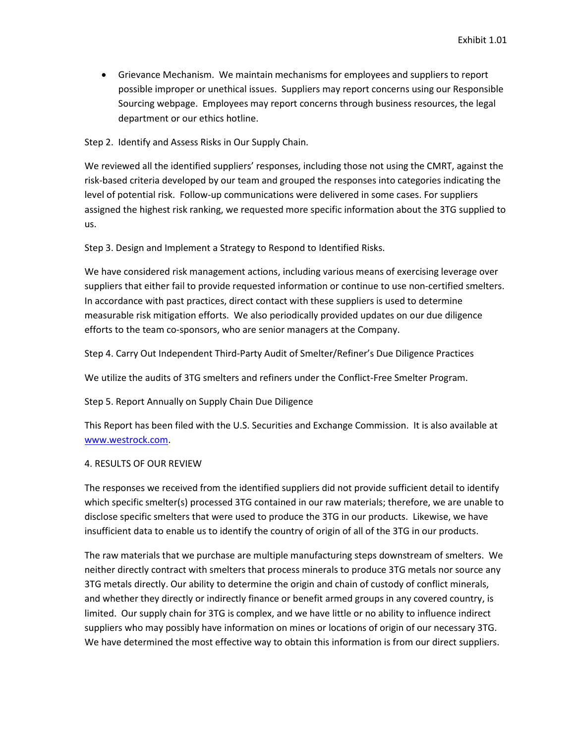- Grievance Mechanism. We maintain mechanisms for employees and suppliers to report possible improper or unethical issues. Suppliers may report concerns using our Responsible Sourcing webpage. Employees may report concerns through business resources, the legal department or our ethics hotline.

Step 2. Identify and Assess Risks in Our Supply Chain.

We reviewed all the identified suppliers' responses, including those not using the CMRT, against the risk-based criteria developed by our team and grouped the responses into categories indicating the level of potential risk. Follow-up communications were delivered in some cases. For suppliers assigned the highest risk ranking, we requested more specific information about the 3TG supplied to us.

Step 3. Design and Implement a Strategy to Respond to Identified Risks.

We have considered risk management actions, including various means of exercising leverage over suppliers that either fail to provide requested information or continue to use non-certified smelters. In accordance with past practices, direct contact with these suppliers is used to determine measurable risk mitigation efforts. We also periodically provided updates on our due diligence efforts to the team co-sponsors, who are senior managers at the Company.

Step 4. Carry Out Independent Third-Party Audit of Smelter/Refiner's Due Diligence Practices

We utilize the audits of 3TG smelters and refiners under the Conflict-Free Smelter Program.

Step 5. Report Annually on Supply Chain Due Diligence

This Report has been filed with the U.S. Securities and Exchange Commission. It is also available at [www.westrock.com](www.westrock.com).

4. RESULTS OF OUR REVIEW

The responses we received from the identified suppliers did not provide sufficient detail to identify which specific smelter(s) processed 3TG contained in our raw materials; therefore, we are unable to disclose specific smelters that were used to produce the 3TG in our products. Likewise, we have insufficient data to enable us to identify the country of origin of all of the 3TG in our products.

The raw materials that we purchase are multiple manufacturing steps downstream of smelters. We neither directly contract with smelters that process minerals to produce 3TG metals nor source any 3TG metals directly. Our ability to determine the origin and chain of custody of conflict minerals, and whether they directly or indirectly finance or benefit armed groups in any covered country, is limited. Our supply chain for 3TG is complex, and we have little or no ability to influence indirect suppliers who may possibly have information on mines or locations of origin of our necessary 3TG. We have determined the most effective way to obtain this information is from our direct suppliers.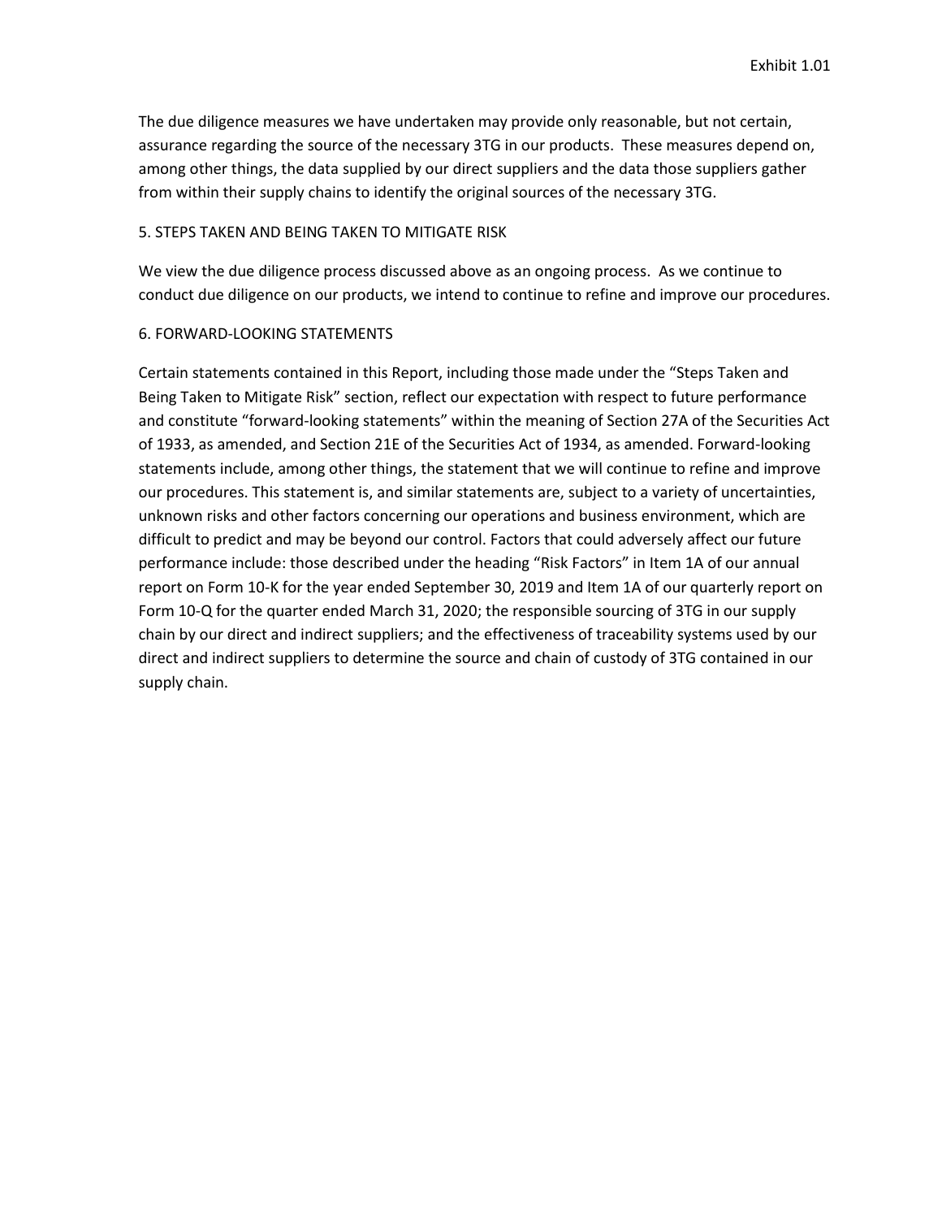The due diligence measures we have undertaken may provide only reasonable, but not certain, assurance regarding the source of the necessary 3TG in our products. These measures depend on, among other things, the data supplied by our direct suppliers and the data those suppliers gather from within their supply chains to identify the original sources of the necessary 3TG.

## 5. STEPS TAKEN AND BEING TAKEN TO MITIGATE RISK

We view the due diligence process discussed above as an ongoing process. As we continue to conduct due diligence on our products, we intend to continue to refine and improve our procedures.

## 6. FORWARD-LOOKING STATEMENTS

Certain statements contained in this Report, including those made under the "Steps Taken and Being Taken to Mitigate Risk" section, reflect our expectation with respect to future performance and constitute "forward-looking statements" within the meaning of Section 27A of the Securities Act of 1933, as amended, and Section 21E of the Securities Act of 1934, as amended. Forward-looking statements include, among other things, the statement that we will continue to refine and improve our procedures. This statement is, and similar statements are, subject to a variety of uncertainties, unknown risks and other factors concerning our operations and business environment, which are difficult to predict and may be beyond our control. Factors that could adversely affect our future performance include: those described under the heading "Risk Factors" in Item 1A of our annual report on Form 10-K for the year ended September 30, 2019 and Item 1A of our quarterly report on Form 10-Q for the quarter ended March 31, 2020; the responsible sourcing of 3TG in our supply chain by our direct and indirect suppliers; and the effectiveness of traceability systems used by our direct and indirect suppliers to determine the source and chain of custody of 3TG contained in our supply chain.